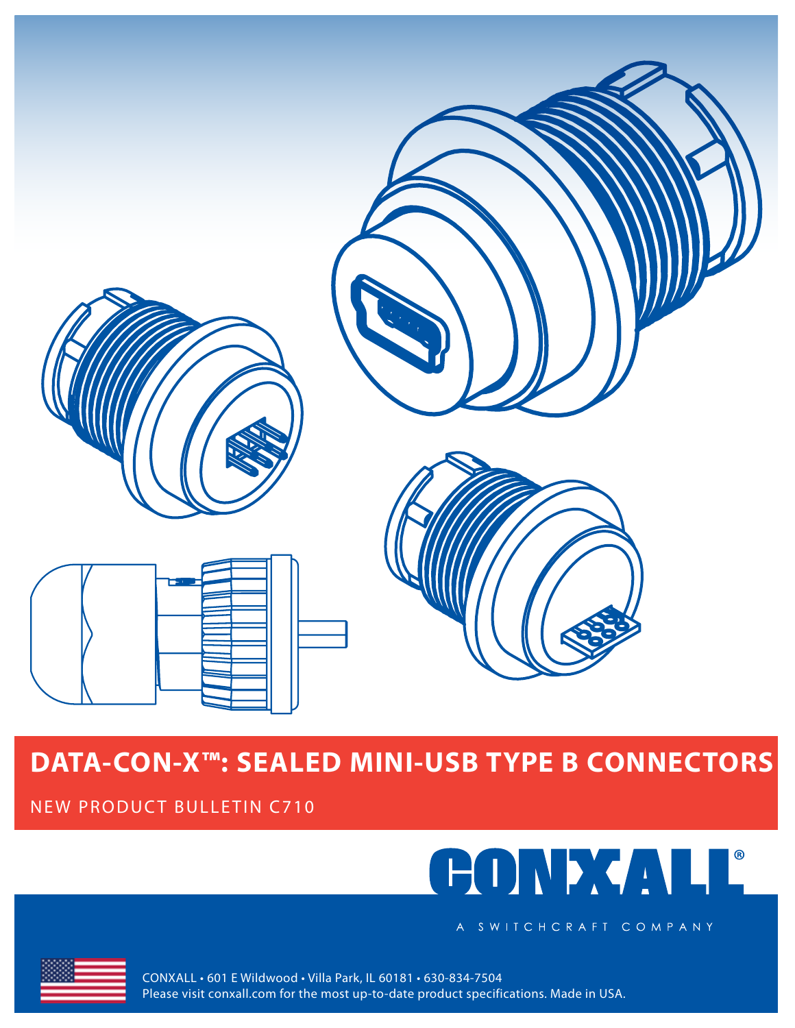# DATA-CON-X™: SEALED MINI-USB TYPE B CONNECTORS

NEW PRODUCT BULLETIN C710

CONXALL®

A SWITCHCRAFT COMPANY

CONXALL • 601 E Wildwood • Villa Park, IL 60181 • 630-834-7504
Please visit conxall.com for the most up-to-date product specifications. Made in USA.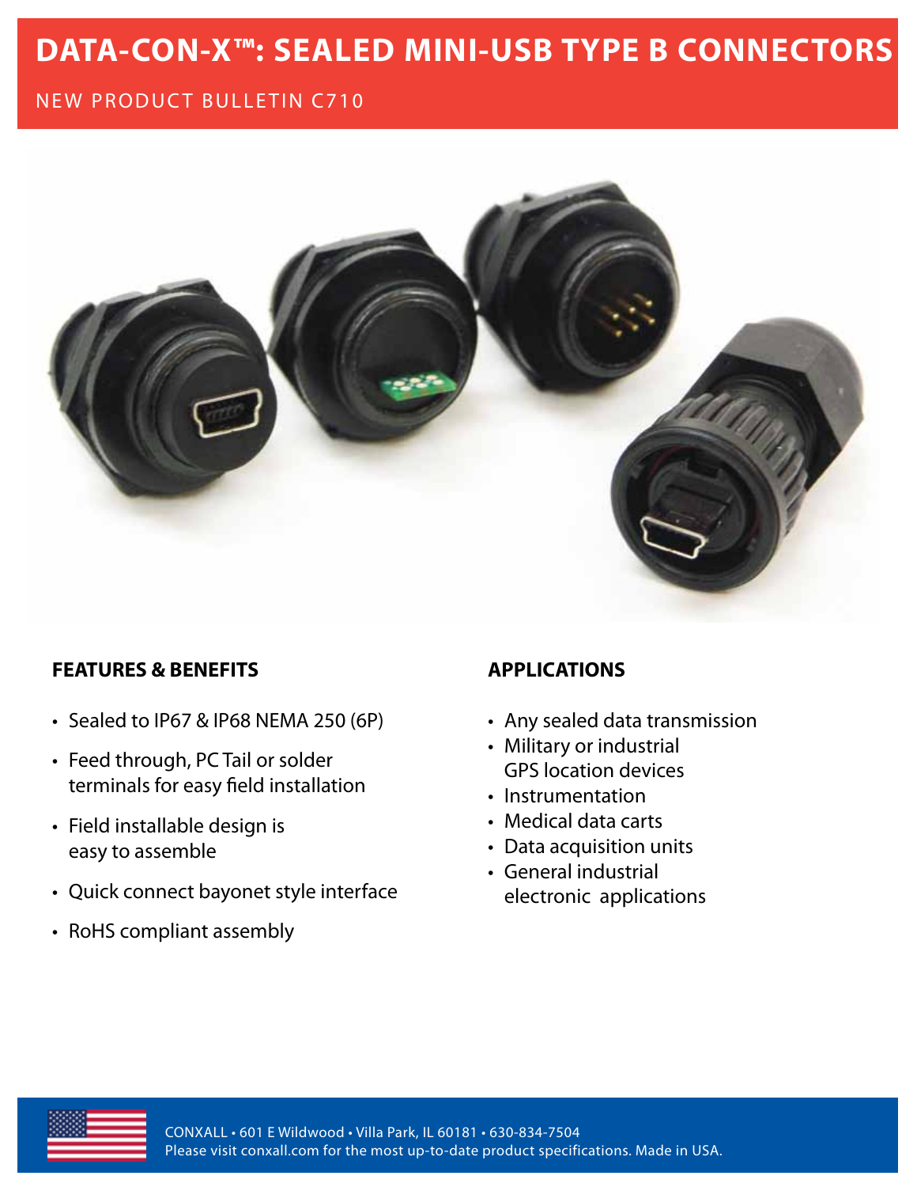# DATA-CON-X™: SEALED MINI-USB TYPE B CONNECTORS

NEW PRODUCT BULLETIN C710

## FEATURES & BENEFITS

- Sealed to IP67 & IP68 NEMA 250 (6P)
- Feed through, PC Tail or solder terminals for easy field installation
- Field installable design is easy to assemble
- Quick connect bayonet style interface
- RoHS compliant assembly

## APPLICATIONS

- Any sealed data transmission
- Military or industrial GPS location devices
- Instrumentation
- Medical data carts
- Data acquisition units
- General industrial electronic applications

CONXALL • 601 E Wildwood • Villa Park, IL 60181 • 630-834-7504
Please visit conxall.com for the most up-to-date product specifications. Made in USA.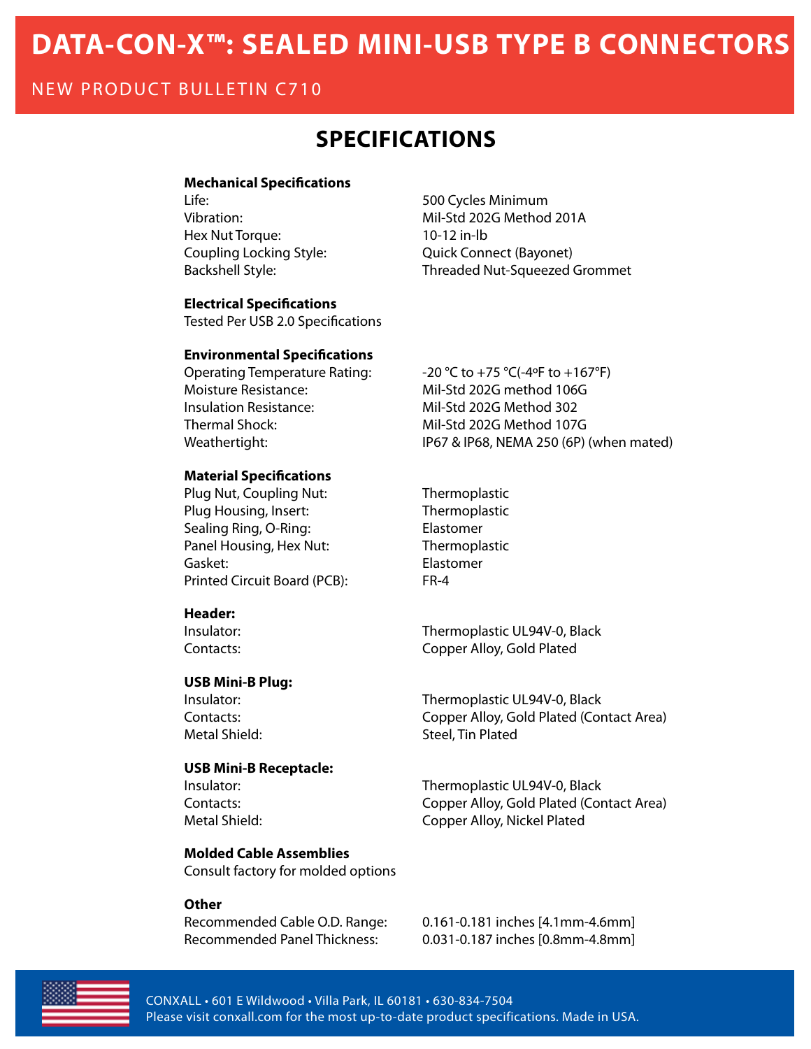# DATA-CON-X™: SEALED MINI-USB TYPE B CONNECTORS

NEW PRODUCT BULLETIN C710

## SPECIFICATIONS

**Mechanical Specifications**

| | |
|---|---|
| Life: | 500 Cycles Minimum |
| Vibration: | Mil-Std 202G Method 201A |
| Hex Nut Torque: | 10-12 in-lb |
| Coupling Locking Style: | Quick Connect (Bayonet) |
| Backshell Style: | Threaded Nut-Squeezed Grommet |

**Electrical Specifications**

Tested Per USB 2.0 Specifications

**Environmental Specifications**

| | |
|---|---|
| Operating Temperature Rating: | -20 °C to +75 °C(-4ºF to +167°F) |
| Moisture Resistance: | Mil-Std 202G method 106G |
| Insulation Resistance: | Mil-Std 202G Method 302 |
| Thermal Shock: | Mil-Std 202G Method 107G |
| Weathertight: | IP67 & IP68, NEMA 250 (6P) (when mated) |

**Material Specifications**

| | |
|---|---|
| Plug Nut, Coupling Nut: | Thermoplastic |
| Plug Housing, Insert: | Thermoplastic |
| Sealing Ring, O-Ring: | Elastomer |
| Panel Housing, Hex Nut: | Thermoplastic |
| Gasket: | Elastomer |
| Printed Circuit Board (PCB): | FR-4 |

**Header:**

| | |
|---|---|
| Insulator: | Thermoplastic UL94V-0, Black |
| Contacts: | Copper Alloy, Gold Plated |

**USB Mini-B Plug:**

| | |
|---|---|
| Insulator: | Thermoplastic UL94V-0, Black |
| Contacts: | Copper Alloy, Gold Plated (Contact Area) |
| Metal Shield: | Steel, Tin Plated |

**USB Mini-B Receptacle:**

| | |
|---|---|
| Insulator: | Thermoplastic UL94V-0, Black |
| Contacts: | Copper Alloy, Gold Plated (Contact Area) |
| Metal Shield: | Copper Alloy, Nickel Plated |

**Molded Cable Assemblies**

Consult factory for molded options

**Other**

| | |
|---|---|
| Recommended Cable O.D. Range: | 0.161-0.181 inches [4.1mm-4.6mm] |
| Recommended Panel Thickness: | 0.031-0.187 inches [0.8mm-4.8mm] |

CONXALL • 601 E Wildwood • Villa Park, IL 60181 • 630-834-7504
Please visit conxall.com for the most up-to-date product specifications. Made in USA.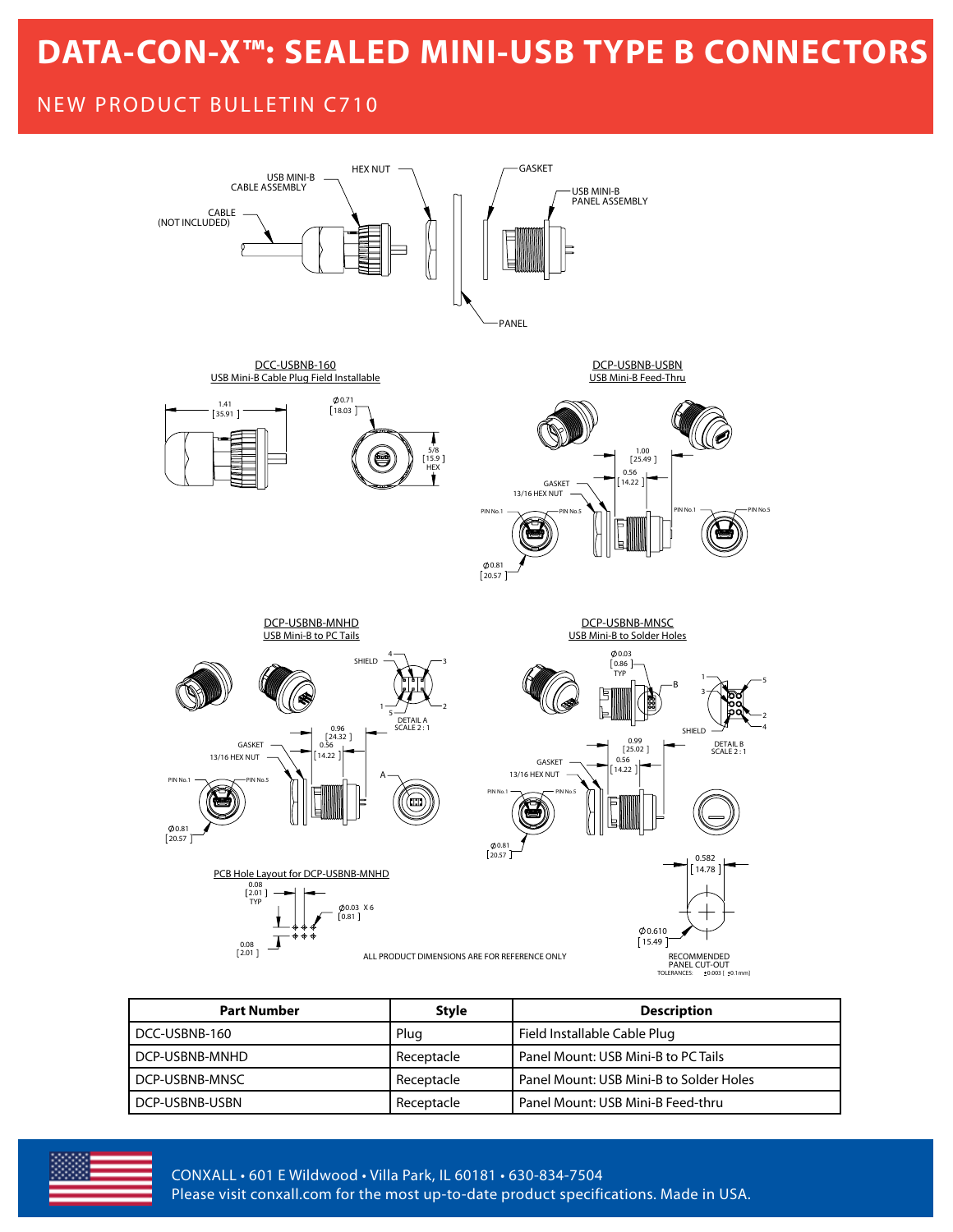# DATA-CON-X™: SEALED MINI-USB TYPE B CONNECTORS

## NEW PRODUCT BULLETIN C710

HEX NUT
GASKET
USB MINI-B CABLE ASSEMBLY
USB MINI-B PANEL ASSEMBLY
CABLE (NOT INCLUDED)
PANEL

DCC-USBNB-160
USB Mini-B Cable Plug Field Installable

1.41 [35.91]
Ø0.71 [18.03]
5/8 [15.9] HEX

DCP-USBNB-USBN
USB Mini-B Feed-Thru

1.00 [25.49]
0.56 [14.22]
GASKET
13/16 HEX NUT
PIN No.1
PIN No.5
Ø0.81 [20.57]

DCP-USBNB-MNHD
USB Mini-B to PC Tails

SHIELD
DETAIL A SCALE 2 : 1
0.96 [24.32]
0.56 [14.22]
GASKET
13/16 HEX NUT
PIN No.1
PIN No.5
A
Ø0.81 [20.57]

DCP-USBNB-MNSC
USB Mini-B to Solder Holes

Ø0.03 [0.86] TYP
B
SHIELD
DETAIL B SCALE 2 : 1
0.99 [25.02]
0.56 [14.22]
GASKET
13/16 HEX NUT
PIN No.1
PIN No.5
Ø0.81 [20.57]

PCB Hole Layout for DCP-USBNB-MNHD

0.08 [2.01] TYP
Ø0.03 X 6 [0.81]
0.08 [2.01]

0.582 [14.78]
Ø0.610 [15.49]
RECOMMENDED PANEL CUT-OUT
TOLERANCES: ±0.003 [±0.1mm]

ALL PRODUCT DIMENSIONS ARE FOR REFERENCE ONLY

| Part Number | Style | Description |
|---|---|---|
| DCC-USBNB-160 | Plug | Field Installable Cable Plug |
| DCP-USBNB-MNHD | Receptacle | Panel Mount: USB Mini-B to PC Tails |
| DCP-USBNB-MNSC | Receptacle | Panel Mount: USB Mini-B to Solder Holes |
| DCP-USBNB-USBN | Receptacle | Panel Mount: USB Mini-B Feed-thru |

CONXALL • 601 E Wildwood • Villa Park, IL 60181 • 630-834-7504
Please visit conxall.com for the most up-to-date product specifications. Made in USA.